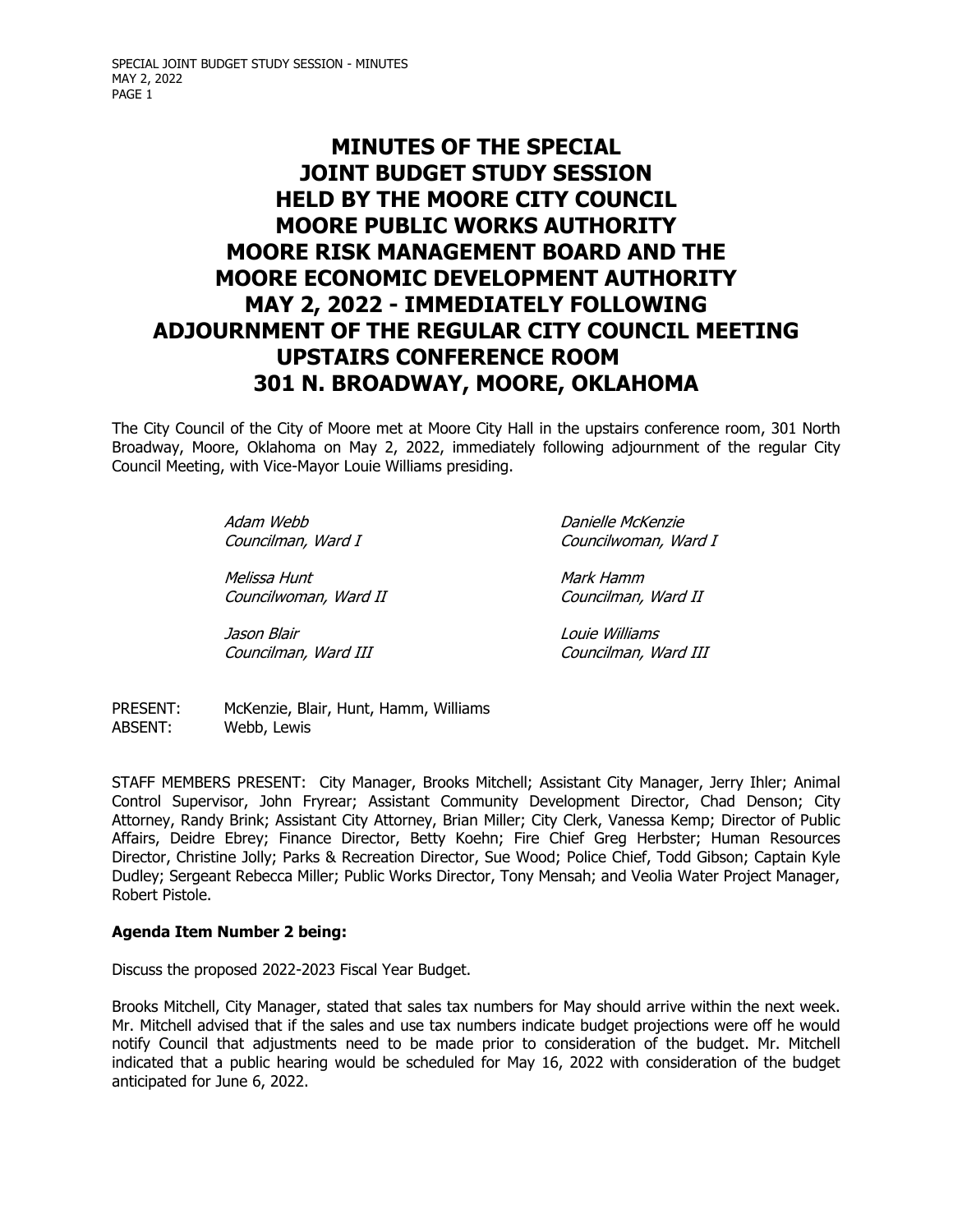# MINUTES OF THE SPECIAL JOINT BUDGET STUDY SESSION HELD BY THE MOORE CITY COUNCIL MOORE PUBLIC WORKS AUTHORITY MOORE RISK MANAGEMENT BOARD AND THE MOORE ECONOMIC DEVELOPMENT AUTHORITY MAY 2, 2022 - IMMEDIATELY FOLLOWING ADJOURNMENT OF THE REGULAR CITY COUNCIL MEETING UPSTAIRS CONFERENCE ROOM 301 N. BROADWAY, MOORE, OKLAHOMA

The City Council of the City of Moore met at Moore City Hall in the upstairs conference room, 301 North Broadway, Moore, Oklahoma on May 2, 2022, immediately following adjournment of the regular City Council Meeting, with Vice-Mayor Louie Williams presiding.

*Adam Webb*
*Councilman, Ward I*

*Danielle McKenzie*
*Councilwoman, Ward I*

*Melissa Hunt*
*Councilwoman, Ward II*

*Mark Hamm*
*Councilman, Ward II*

*Jason Blair*
*Councilman, Ward III*

*Louie Williams*
*Councilman, Ward III*

PRESENT: McKenzie, Blair, Hunt, Hamm, Williams
ABSENT: Webb, Lewis

STAFF MEMBERS PRESENT: City Manager, Brooks Mitchell; Assistant City Manager, Jerry Ihler; Animal Control Supervisor, John Fryrear; Assistant Community Development Director, Chad Denson; City Attorney, Randy Brink; Assistant City Attorney, Brian Miller; City Clerk, Vanessa Kemp; Director of Public Affairs, Deidre Ebrey; Finance Director, Betty Koehn; Fire Chief Greg Herbster; Human Resources Director, Christine Jolly; Parks & Recreation Director, Sue Wood; Police Chief, Todd Gibson; Captain Kyle Dudley; Sergeant Rebecca Miller; Public Works Director, Tony Mensah; and Veolia Water Project Manager, Robert Pistole.

**Agenda Item Number 2 being:**

Discuss the proposed 2022-2023 Fiscal Year Budget.

Brooks Mitchell, City Manager, stated that sales tax numbers for May should arrive within the next week. Mr. Mitchell advised that if the sales and use tax numbers indicate budget projections were off he would notify Council that adjustments need to be made prior to consideration of the budget. Mr. Mitchell indicated that a public hearing would be scheduled for May 16, 2022 with consideration of the budget anticipated for June 6, 2022.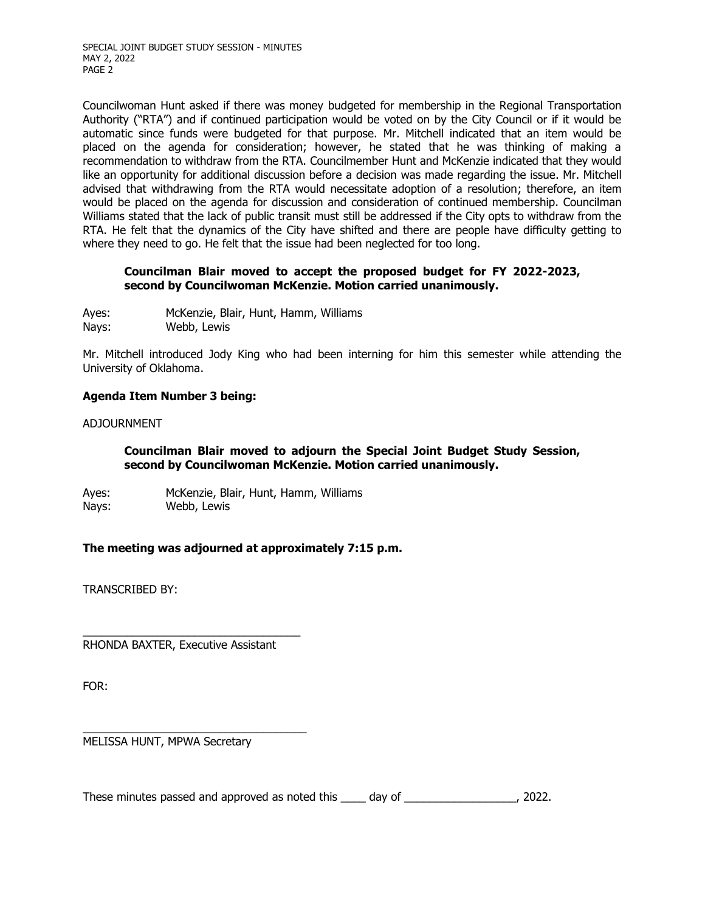Councilwoman Hunt asked if there was money budgeted for membership in the Regional Transportation Authority ("RTA") and if continued participation would be voted on by the City Council or if it would be automatic since funds were budgeted for that purpose. Mr. Mitchell indicated that an item would be placed on the agenda for consideration; however, he stated that he was thinking of making a recommendation to withdraw from the RTA. Councilmember Hunt and McKenzie indicated that they would like an opportunity for additional discussion before a decision was made regarding the issue. Mr. Mitchell advised that withdrawing from the RTA would necessitate adoption of a resolution; therefore, an item would be placed on the agenda for discussion and consideration of continued membership. Councilman Williams stated that the lack of public transit must still be addressed if the City opts to withdraw from the RTA. He felt that the dynamics of the City have shifted and there are people have difficulty getting to where they need to go. He felt that the issue had been neglected for too long.

> **Councilman Blair moved to accept the proposed budget for FY 2022-2023, second by Councilwoman McKenzie. Motion carried unanimously.**

Ayes: McKenzie, Blair, Hunt, Hamm, Williams
Nays: Webb, Lewis

Mr. Mitchell introduced Jody King who had been interning for him this semester while attending the University of Oklahoma.

**Agenda Item Number 3 being:**

ADJOURNMENT

> **Councilman Blair moved to adjourn the Special Joint Budget Study Session, second by Councilwoman McKenzie. Motion carried unanimously.**

Ayes: McKenzie, Blair, Hunt, Hamm, Williams
Nays: Webb, Lewis

**The meeting was adjourned at approximately 7:15 p.m.**

TRANSCRIBED BY:

___________________________________
RHONDA BAXTER, Executive Assistant

FOR:

____________________________________
MELISSA HUNT, MPWA Secretary

These minutes passed and approved as noted this ____ day of __________________, 2022.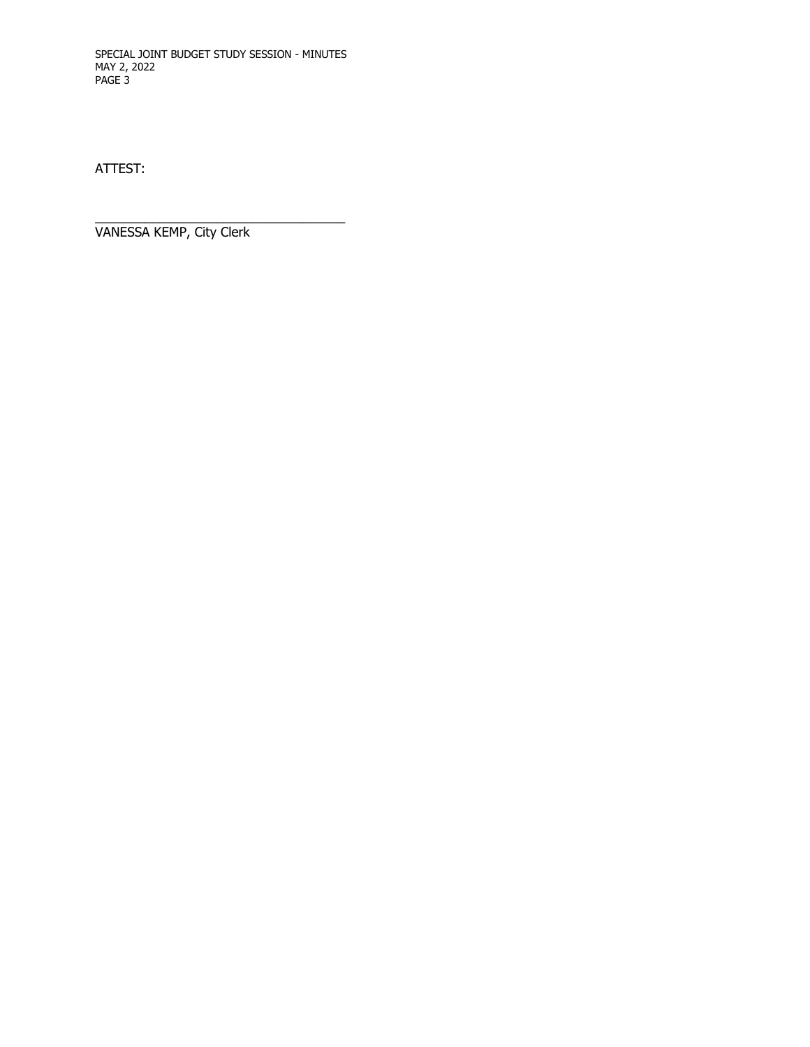ATTEST:

_____________________________________
VANESSA KEMP, City Clerk